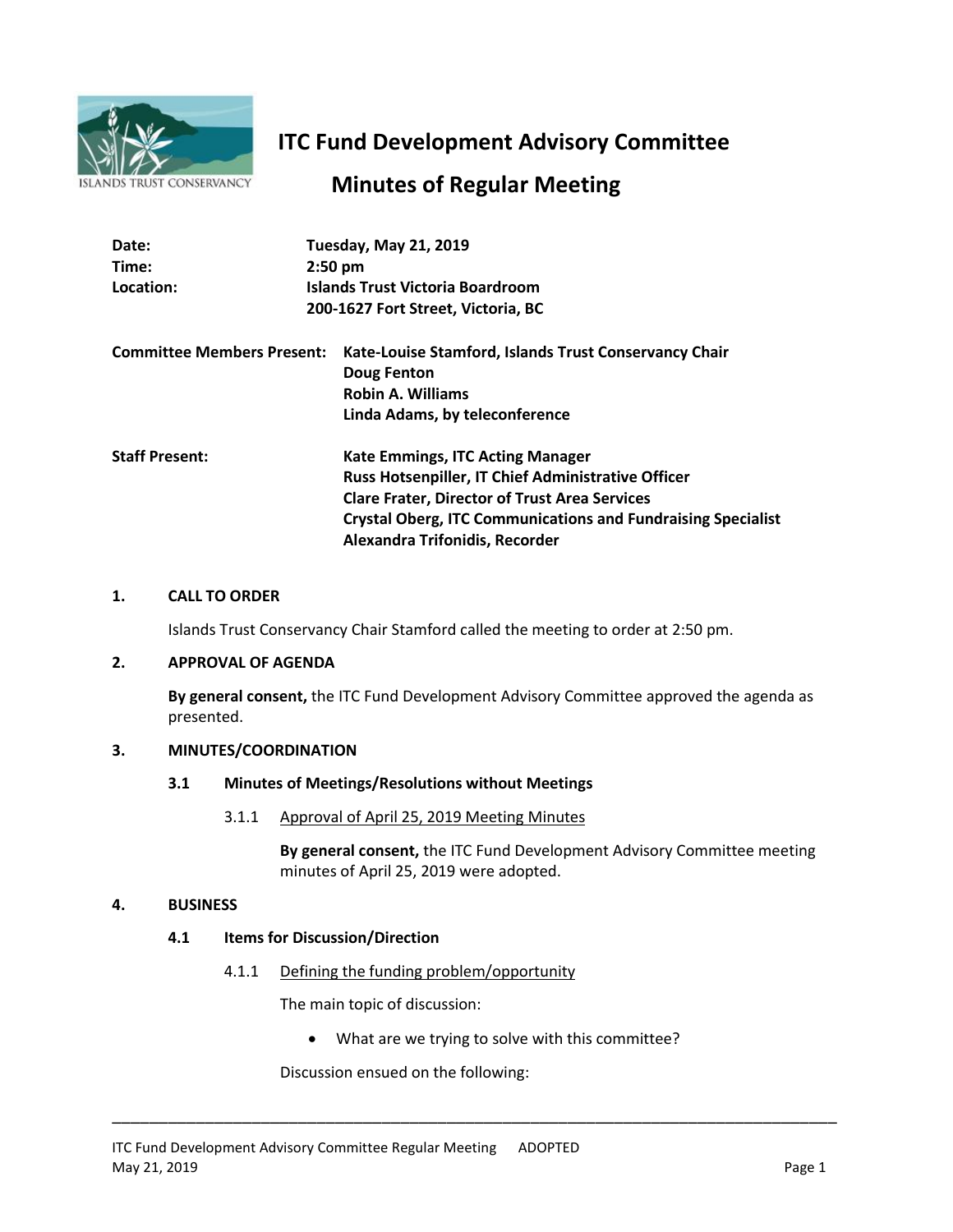# ITC Fund Development Advisory Committee

## Minutes of Regular Meeting

**Date:** Tuesday, May 21, 2019
**Time:** 2:50 pm
**Location:** Islands Trust Victoria Boardroom
200-1627 Fort Street, Victoria, BC

**Committee Members Present:**
Kate-Louise Stamford, Islands Trust Conservancy Chair
Doug Fenton
Robin A. Williams
Linda Adams, by teleconference

**Staff Present:**
Kate Emmings, ITC Acting Manager
Russ Hotsenpiller, IT Chief Administrative Officer
Clare Frater, Director of Trust Area Services
Crystal Oberg, ITC Communications and Fundraising Specialist
Alexandra Trifonidis, Recorder

### 1. CALL TO ORDER

Islands Trust Conservancy Chair Stamford called the meeting to order at 2:50 pm.

### 2. APPROVAL OF AGENDA

**By general consent,** the ITC Fund Development Advisory Committee approved the agenda as presented.

### 3. MINUTES/COORDINATION

#### 3.1 Minutes of Meetings/Resolutions without Meetings

3.1.1 Approval of April 25, 2019 Meeting Minutes

**By general consent,** the ITC Fund Development Advisory Committee meeting minutes of April 25, 2019 were adopted.

### 4. BUSINESS

#### 4.1 Items for Discussion/Direction

4.1.1 Defining the funding problem/opportunity

The main topic of discussion:

- What are we trying to solve with this committee?

Discussion ensued on the following: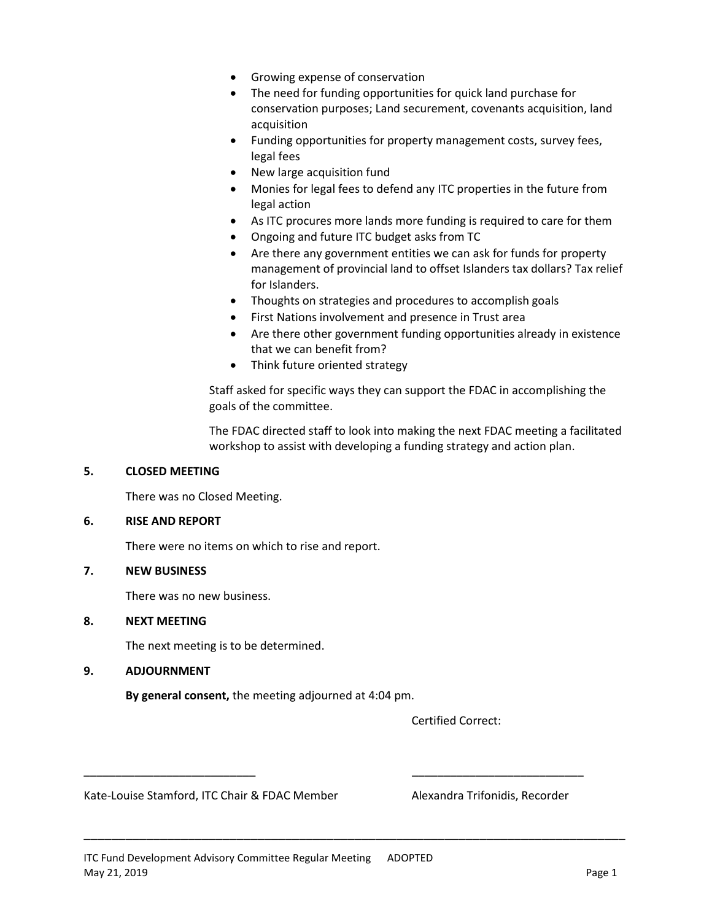- Growing expense of conservation
- The need for funding opportunities for quick land purchase for conservation purposes; Land securement, covenants acquisition, land acquisition
- Funding opportunities for property management costs, survey fees, legal fees
- New large acquisition fund
- Monies for legal fees to defend any ITC properties in the future from legal action
- As ITC procures more lands more funding is required to care for them
- Ongoing and future ITC budget asks from TC
- Are there any government entities we can ask for funds for property management of provincial land to offset Islanders tax dollars? Tax relief for Islanders.
- Thoughts on strategies and procedures to accomplish goals
- First Nations involvement and presence in Trust area
- Are there other government funding opportunities already in existence that we can benefit from?
- Think future oriented strategy

Staff asked for specific ways they can support the FDAC in accomplishing the goals of the committee.

The FDAC directed staff to look into making the next FDAC meeting a facilitated workshop to assist with developing a funding strategy and action plan.

## 5. CLOSED MEETING

There was no Closed Meeting.

## 6. RISE AND REPORT

There were no items on which to rise and report.

## 7. NEW BUSINESS

There was no new business.

## 8. NEXT MEETING

The next meeting is to be determined.

## 9. ADJOURNMENT

**By general consent,** the meeting adjourned at 4:04 pm.

Certified Correct:

\_\_\_\_\_\_\_\_\_\_\_\_\_\_\_\_\_\_\_\_\_\_\_\_\_\_\_

Kate-Louise Stamford, ITC Chair & FDAC Member

\_\_\_\_\_\_\_\_\_\_\_\_\_\_\_\_\_\_\_\_\_\_\_\_\_\_\_

Alexandra Trifonidis, Recorder